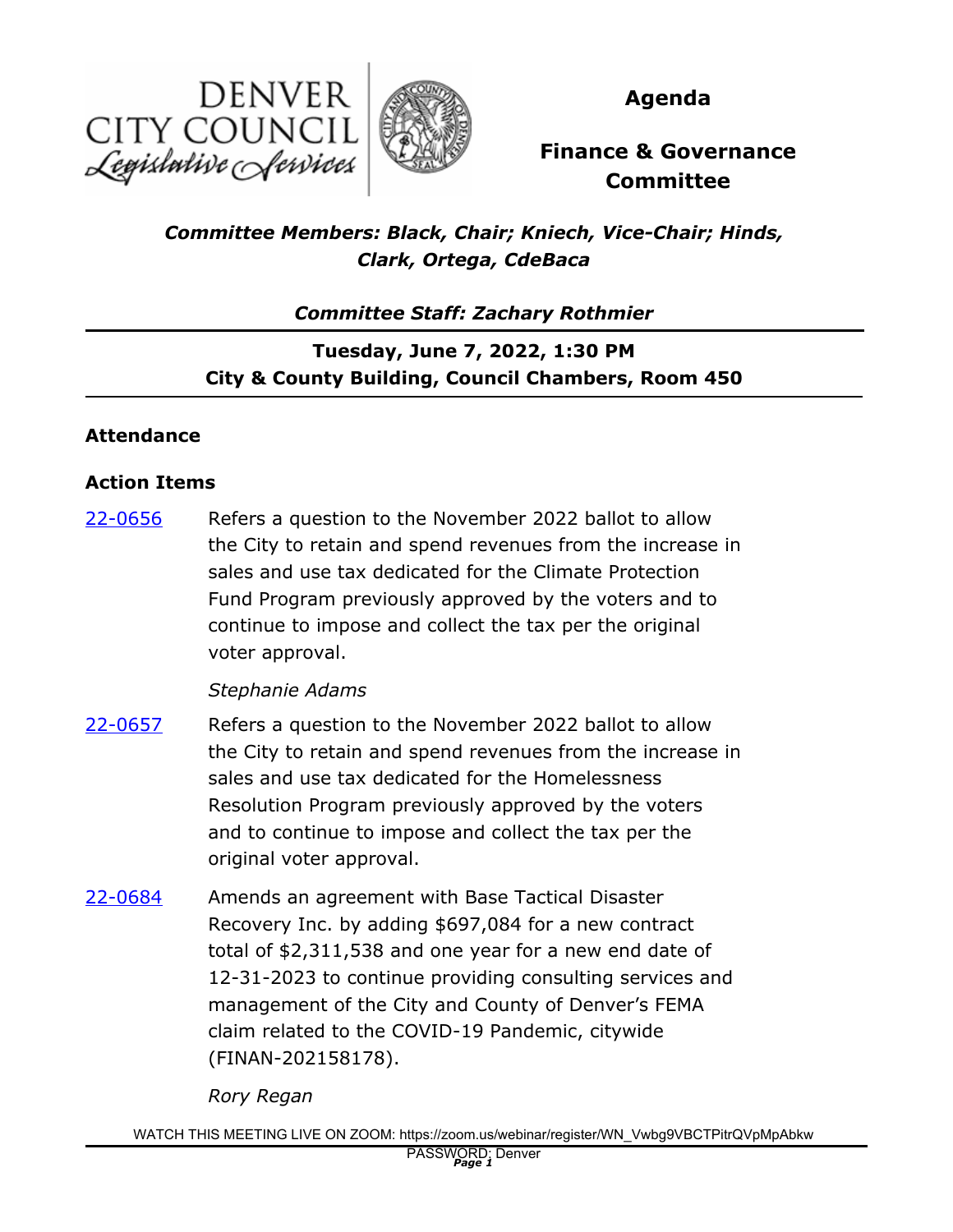# Agenda

## Finance & Governance Committee

*Committee Members: Black, Chair; Kniech, Vice-Chair; Hinds, Clark, Ortega, CdeBaca*

*Committee Staff: Zachary Rothmier*

**Tuesday, June 7, 2022, 1:30 PM**
**City & County Building, Council Chambers, Room 450**

### Attendance

### Action Items

[22-0656] Refers a question to the November 2022 ballot to allow the City to retain and spend revenues from the increase in sales and use tax dedicated for the Climate Protection Fund Program previously approved by the voters and to continue to impose and collect the tax per the original voter approval.

*Stephanie Adams*

[22-0657] Refers a question to the November 2022 ballot to allow the City to retain and spend revenues from the increase in sales and use tax dedicated for the Homelessness Resolution Program previously approved by the voters and to continue to impose and collect the tax per the original voter approval.

[22-0684] Amends an agreement with Base Tactical Disaster Recovery Inc. by adding $697,084 for a new contract total of $2,311,538 and one year for a new end date of 12-31-2023 to continue providing consulting services and management of the City and County of Denver's FEMA claim related to the COVID-19 Pandemic, citywide (FINAN-202158178).

*Rory Regan*

WATCH THIS MEETING LIVE ON ZOOM: https://zoom.us/webinar/register/WN_Vwbg9VBCTPitrQVpMpAbkw
PASSWORD: Denver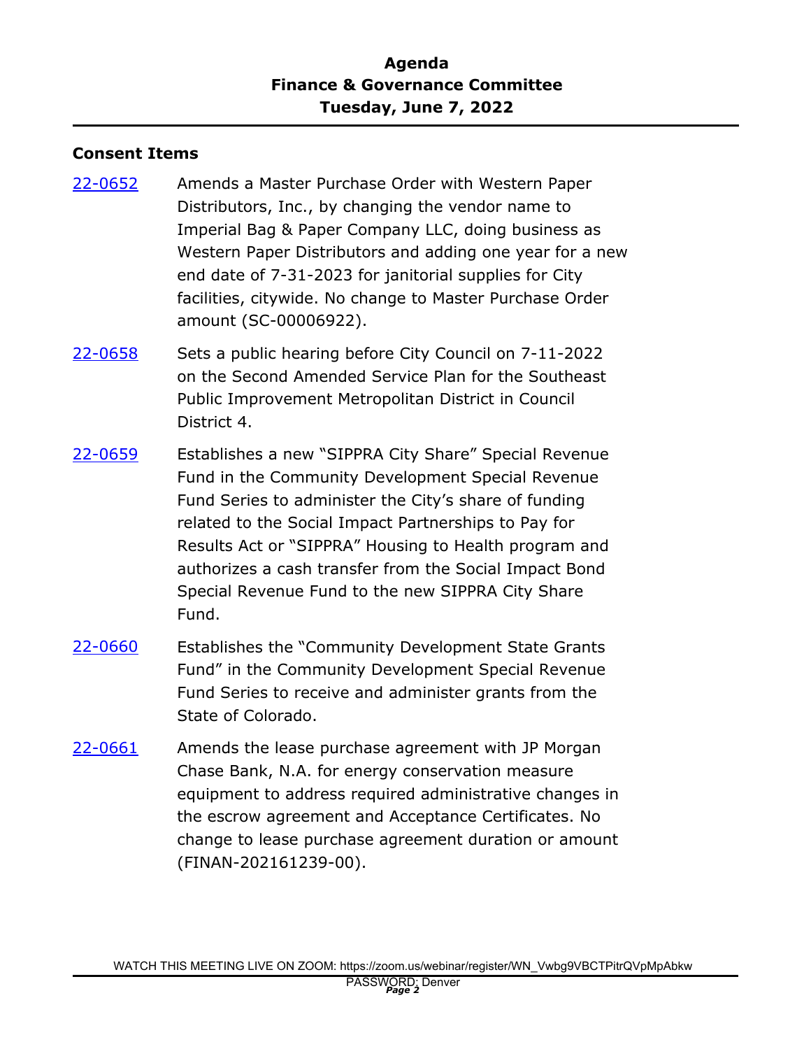**Agenda**
**Finance & Governance Committee**
**Tuesday, June 7, 2022**

### Consent Items

[22-0652](#) Amends a Master Purchase Order with Western Paper Distributors, Inc., by changing the vendor name to Imperial Bag & Paper Company LLC, doing business as Western Paper Distributors and adding one year for a new end date of 7-31-2023 for janitorial supplies for City facilities, citywide. No change to Master Purchase Order amount (SC-00006922).

[22-0658](#) Sets a public hearing before City Council on 7-11-2022 on the Second Amended Service Plan for the Southeast Public Improvement Metropolitan District in Council District 4.

[22-0659](#) Establishes a new "SIPPRA City Share" Special Revenue Fund in the Community Development Special Revenue Fund Series to administer the City's share of funding related to the Social Impact Partnerships to Pay for Results Act or "SIPPRA" Housing to Health program and authorizes a cash transfer from the Social Impact Bond Special Revenue Fund to the new SIPPRA City Share Fund.

[22-0660](#) Establishes the "Community Development State Grants Fund" in the Community Development Special Revenue Fund Series to receive and administer grants from the State of Colorado.

[22-0661](#) Amends the lease purchase agreement with JP Morgan Chase Bank, N.A. for energy conservation measure equipment to address required administrative changes in the escrow agreement and Acceptance Certificates. No change to lease purchase agreement duration or amount (FINAN-202161239-00).

WATCH THIS MEETING LIVE ON ZOOM: https://zoom.us/webinar/register/WN_Vwbg9VBCTPitrQVpMpAbkw
PASSWORD: Denver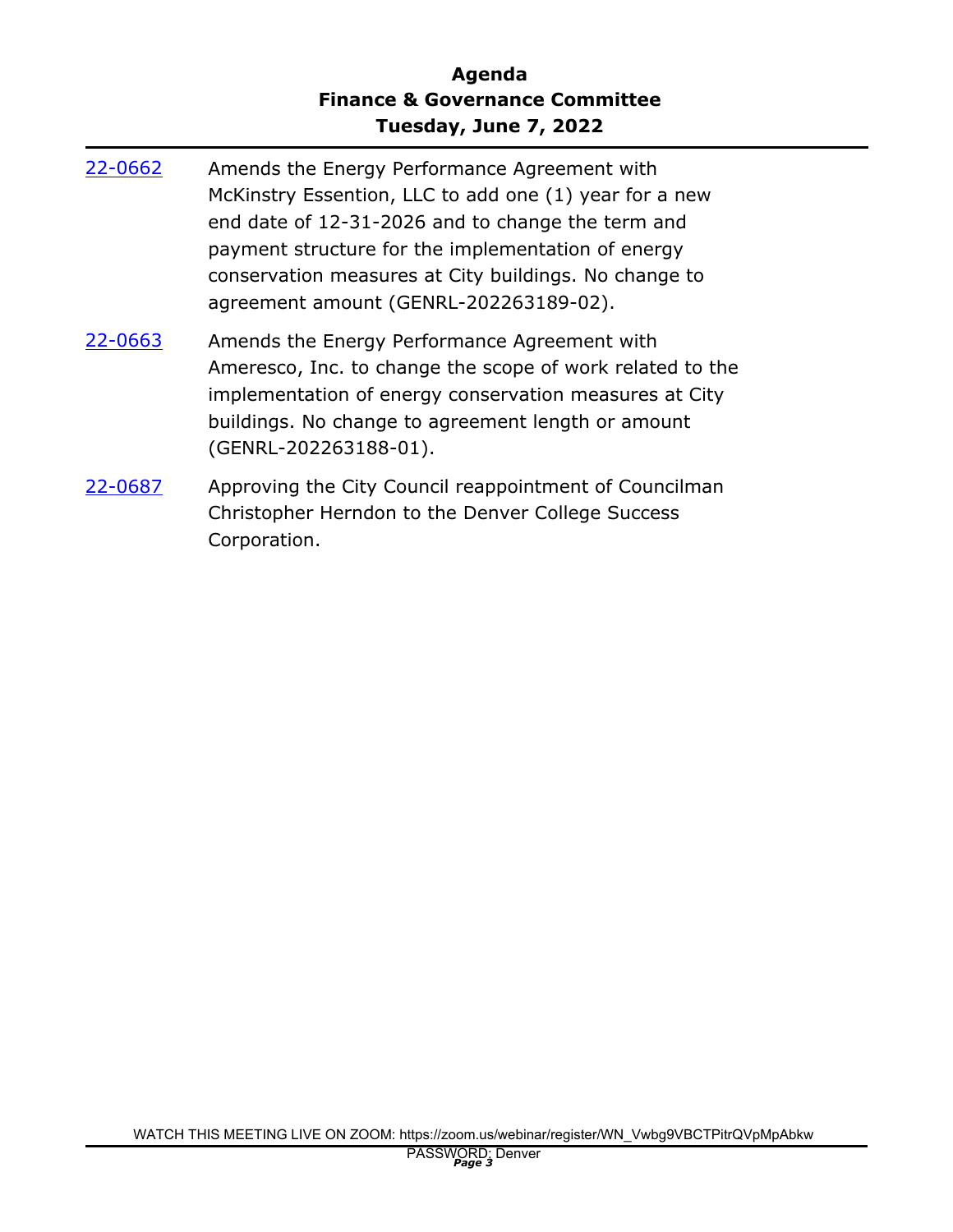22-0662 Amends the Energy Performance Agreement with McKinstry Essention, LLC to add one (1) year for a new end date of 12-31-2026 and to change the term and payment structure for the implementation of energy conservation measures at City buildings. No change to agreement amount (GENRL-202263189-02).

22-0663 Amends the Energy Performance Agreement with Ameresco, Inc. to change the scope of work related to the implementation of energy conservation measures at City buildings. No change to agreement length or amount (GENRL-202263188-01).

22-0687 Approving the City Council reappointment of Councilman Christopher Herndon to the Denver College Success Corporation.